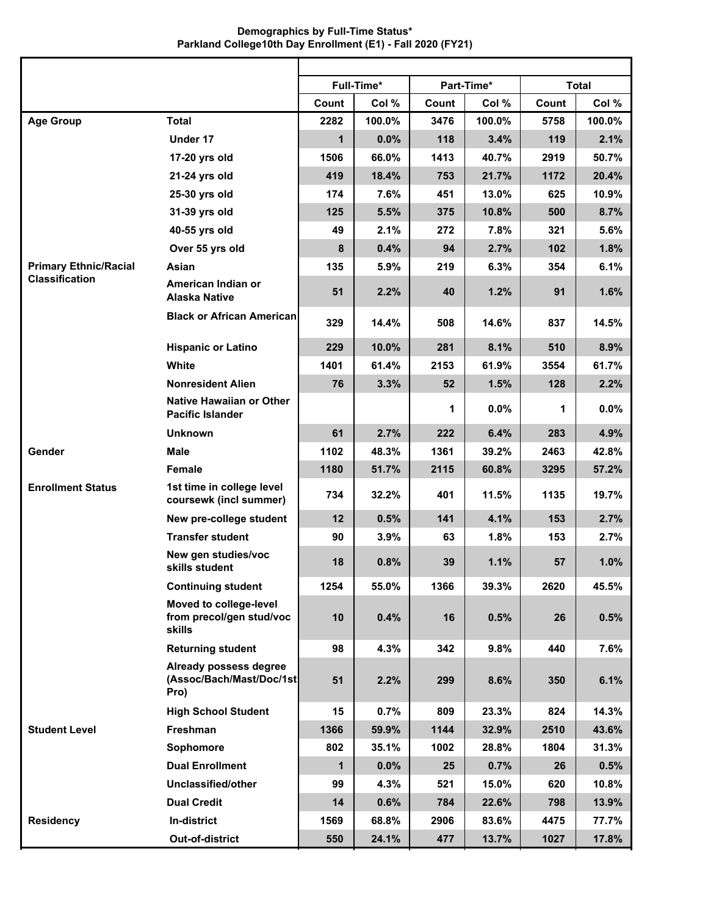**Demographics by Full-Time Status***
**Parkland College10th Day Enrollment (E1) - Fall 2020 (FY21)**

| | | Full-Time* | | Part-Time* | | Total | |
|---|---|---|---|---|---|---|---|
| | | Count | Col % | Count | Col % | Count | Col % |
| Age Group | Total | 2282 | 100.0% | 3476 | 100.0% | 5758 | 100.0% |
| | Under 17 | 1 | 0.0% | 118 | 3.4% | 119 | 2.1% |
| | 17-20 yrs old | 1506 | 66.0% | 1413 | 40.7% | 2919 | 50.7% |
| | 21-24 yrs old | 419 | 18.4% | 753 | 21.7% | 1172 | 20.4% |
| | 25-30 yrs old | 174 | 7.6% | 451 | 13.0% | 625 | 10.9% |
| | 31-39 yrs old | 125 | 5.5% | 375 | 10.8% | 500 | 8.7% |
| | 40-55 yrs old | 49 | 2.1% | 272 | 7.8% | 321 | 5.6% |
| | Over 55 yrs old | 8 | 0.4% | 94 | 2.7% | 102 | 1.8% |
| Primary Ethnic/Racial Classification | Asian | 135 | 5.9% | 219 | 6.3% | 354 | 6.1% |
| | American Indian or Alaska Native | 51 | 2.2% | 40 | 1.2% | 91 | 1.6% |
| | Black or African American | 329 | 14.4% | 508 | 14.6% | 837 | 14.5% |
| | Hispanic or Latino | 229 | 10.0% | 281 | 8.1% | 510 | 8.9% |
| | White | 1401 | 61.4% | 2153 | 61.9% | 3554 | 61.7% |
| | Nonresident Alien | 76 | 3.3% | 52 | 1.5% | 128 | 2.2% |
| | Native Hawaiian or Other Pacific Islander | | | 1 | 0.0% | 1 | 0.0% |
| | Unknown | 61 | 2.7% | 222 | 6.4% | 283 | 4.9% |
| Gender | Male | 1102 | 48.3% | 1361 | 39.2% | 2463 | 42.8% |
| | Female | 1180 | 51.7% | 2115 | 60.8% | 3295 | 57.2% |
| Enrollment Status | 1st time in college level coursewk (incl summer) | 734 | 32.2% | 401 | 11.5% | 1135 | 19.7% |
| | New pre-college student | 12 | 0.5% | 141 | 4.1% | 153 | 2.7% |
| | Transfer student | 90 | 3.9% | 63 | 1.8% | 153 | 2.7% |
| | New gen studies/voc skills student | 18 | 0.8% | 39 | 1.1% | 57 | 1.0% |
| | Continuing student | 1254 | 55.0% | 1366 | 39.3% | 2620 | 45.5% |
| | Moved to college-level from precol/gen stud/voc skills | 10 | 0.4% | 16 | 0.5% | 26 | 0.5% |
| | Returning student | 98 | 4.3% | 342 | 9.8% | 440 | 7.6% |
| | Already possess degree (Assoc/Bach/Mast/Doc/1st Pro) | 51 | 2.2% | 299 | 8.6% | 350 | 6.1% |
| | High School Student | 15 | 0.7% | 809 | 23.3% | 824 | 14.3% |
| Student Level | Freshman | 1366 | 59.9% | 1144 | 32.9% | 2510 | 43.6% |
| | Sophomore | 802 | 35.1% | 1002 | 28.8% | 1804 | 31.3% |
| | Dual Enrollment | 1 | 0.0% | 25 | 0.7% | 26 | 0.5% |
| | Unclassified/other | 99 | 4.3% | 521 | 15.0% | 620 | 10.8% |
| | Dual Credit | 14 | 0.6% | 784 | 22.6% | 798 | 13.9% |
| Residency | In-district | 1569 | 68.8% | 2906 | 83.6% | 4475 | 77.7% |
| | Out-of-district | 550 | 24.1% | 477 | 13.7% | 1027 | 17.8% |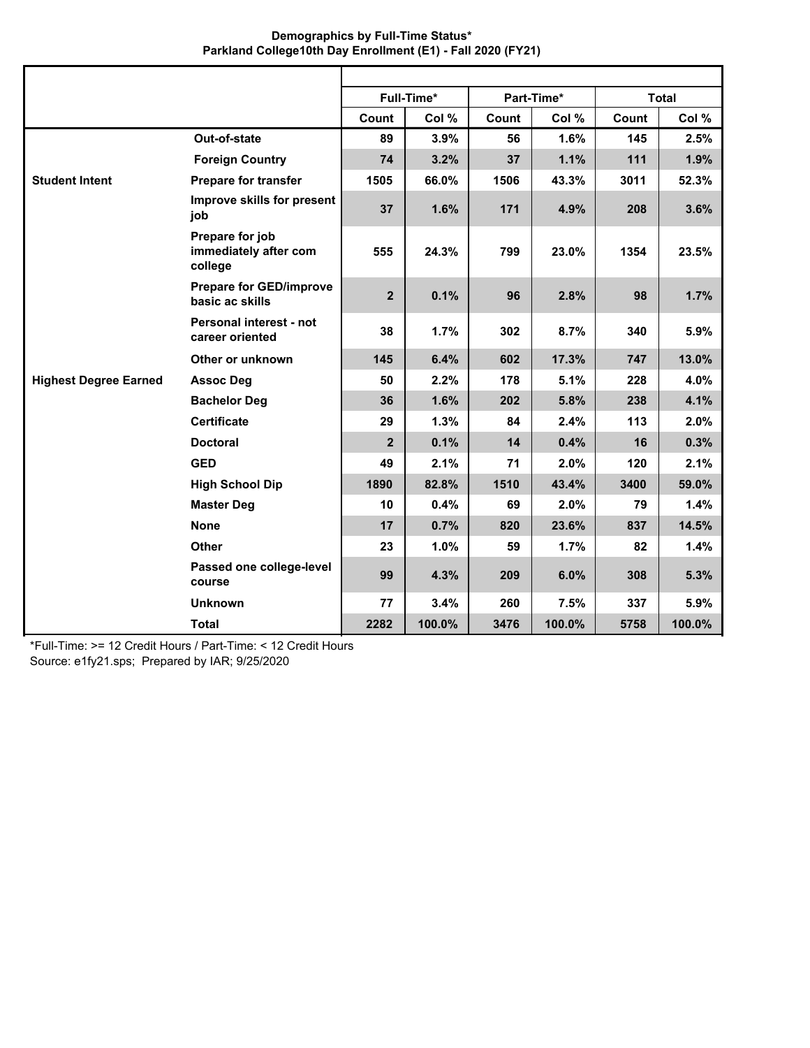**Demographics by Full-Time Status***
**Parkland College10th Day Enrollment (E1) - Fall 2020 (FY21)**

| | | Full-Time* | | Part-Time* | | Total | |
|---|---|---|---|---|---|---|---|
| | | Count | Col % | Count | Col % | Count | Col % |
| | Out-of-state | 89 | 3.9% | 56 | 1.6% | 145 | 2.5% |
| | Foreign Country | 74 | 3.2% | 37 | 1.1% | 111 | 1.9% |
| Student Intent | Prepare for transfer | 1505 | 66.0% | 1506 | 43.3% | 3011 | 52.3% |
| | Improve skills for present job | 37 | 1.6% | 171 | 4.9% | 208 | 3.6% |
| | Prepare for job immediately after com college | 555 | 24.3% | 799 | 23.0% | 1354 | 23.5% |
| | Prepare for GED/improve basic ac skills | 2 | 0.1% | 96 | 2.8% | 98 | 1.7% |
| | Personal interest - not career oriented | 38 | 1.7% | 302 | 8.7% | 340 | 5.9% |
| | Other or unknown | 145 | 6.4% | 602 | 17.3% | 747 | 13.0% |
| Highest Degree Earned | Assoc Deg | 50 | 2.2% | 178 | 5.1% | 228 | 4.0% |
| | Bachelor Deg | 36 | 1.6% | 202 | 5.8% | 238 | 4.1% |
| | Certificate | 29 | 1.3% | 84 | 2.4% | 113 | 2.0% |
| | Doctoral | 2 | 0.1% | 14 | 0.4% | 16 | 0.3% |
| | GED | 49 | 2.1% | 71 | 2.0% | 120 | 2.1% |
| | High School Dip | 1890 | 82.8% | 1510 | 43.4% | 3400 | 59.0% |
| | Master Deg | 10 | 0.4% | 69 | 2.0% | 79 | 1.4% |
| | None | 17 | 0.7% | 820 | 23.6% | 837 | 14.5% |
| | Other | 23 | 1.0% | 59 | 1.7% | 82 | 1.4% |
| | Passed one college-level course | 99 | 4.3% | 209 | 6.0% | 308 | 5.3% |
| | Unknown | 77 | 3.4% | 260 | 7.5% | 337 | 5.9% |
| | Total | 2282 | 100.0% | 3476 | 100.0% | 5758 | 100.0% |

*Full-Time: >= 12 Credit Hours / Part-Time: < 12 Credit Hours
Source: e1fy21.sps; Prepared by IAR; 9/25/2020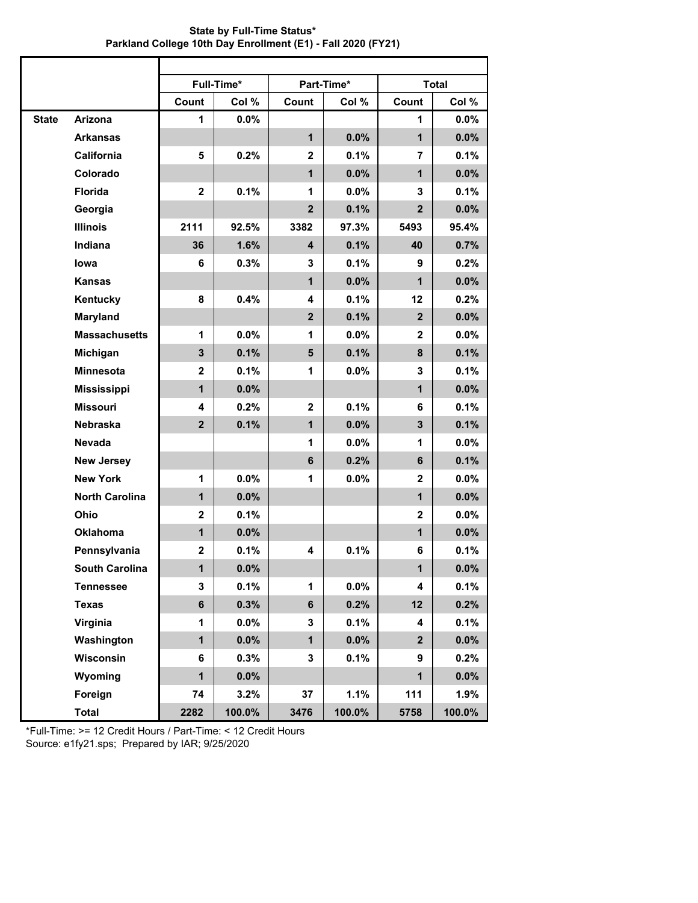**State by Full-Time Status***
**Parkland College 10th Day Enrollment (E1) - Fall 2020 (FY21)**

| | | Full-Time* | | Part-Time* | | Total | |
|---|---|---|---|---|---|---|---|
| | | Count | Col % | Count | Col % | Count | Col % |
| State | Arizona | 1 | 0.0% | | | 1 | 0.0% |
| | Arkansas | | | 1 | 0.0% | 1 | 0.0% |
| | California | 5 | 0.2% | 2 | 0.1% | 7 | 0.1% |
| | Colorado | | | 1 | 0.0% | 1 | 0.0% |
| | Florida | 2 | 0.1% | 1 | 0.0% | 3 | 0.1% |
| | Georgia | | | 2 | 0.1% | 2 | 0.0% |
| | Illinois | 2111 | 92.5% | 3382 | 97.3% | 5493 | 95.4% |
| | Indiana | 36 | 1.6% | 4 | 0.1% | 40 | 0.7% |
| | Iowa | 6 | 0.3% | 3 | 0.1% | 9 | 0.2% |
| | Kansas | | | 1 | 0.0% | 1 | 0.0% |
| | Kentucky | 8 | 0.4% | 4 | 0.1% | 12 | 0.2% |
| | Maryland | | | 2 | 0.1% | 2 | 0.0% |
| | Massachusetts | 1 | 0.0% | 1 | 0.0% | 2 | 0.0% |
| | Michigan | 3 | 0.1% | 5 | 0.1% | 8 | 0.1% |
| | Minnesota | 2 | 0.1% | 1 | 0.0% | 3 | 0.1% |
| | Mississippi | 1 | 0.0% | | | 1 | 0.0% |
| | Missouri | 4 | 0.2% | 2 | 0.1% | 6 | 0.1% |
| | Nebraska | 2 | 0.1% | 1 | 0.0% | 3 | 0.1% |
| | Nevada | | | 1 | 0.0% | 1 | 0.0% |
| | New Jersey | | | 6 | 0.2% | 6 | 0.1% |
| | New York | 1 | 0.0% | 1 | 0.0% | 2 | 0.0% |
| | North Carolina | 1 | 0.0% | | | 1 | 0.0% |
| | Ohio | 2 | 0.1% | | | 2 | 0.0% |
| | Oklahoma | 1 | 0.0% | | | 1 | 0.0% |
| | Pennsylvania | 2 | 0.1% | 4 | 0.1% | 6 | 0.1% |
| | South Carolina | 1 | 0.0% | | | 1 | 0.0% |
| | Tennessee | 3 | 0.1% | 1 | 0.0% | 4 | 0.1% |
| | Texas | 6 | 0.3% | 6 | 0.2% | 12 | 0.2% |
| | Virginia | 1 | 0.0% | 3 | 0.1% | 4 | 0.1% |
| | Washington | 1 | 0.0% | 1 | 0.0% | 2 | 0.0% |
| | Wisconsin | 6 | 0.3% | 3 | 0.1% | 9 | 0.2% |
| | Wyoming | 1 | 0.0% | | | 1 | 0.0% |
| | Foreign | 74 | 3.2% | 37 | 1.1% | 111 | 1.9% |
| | Total | 2282 | 100.0% | 3476 | 100.0% | 5758 | 100.0% |

*Full-Time: >= 12 Credit Hours / Part-Time: < 12 Credit Hours
Source: e1fy21.sps; Prepared by IAR; 9/25/2020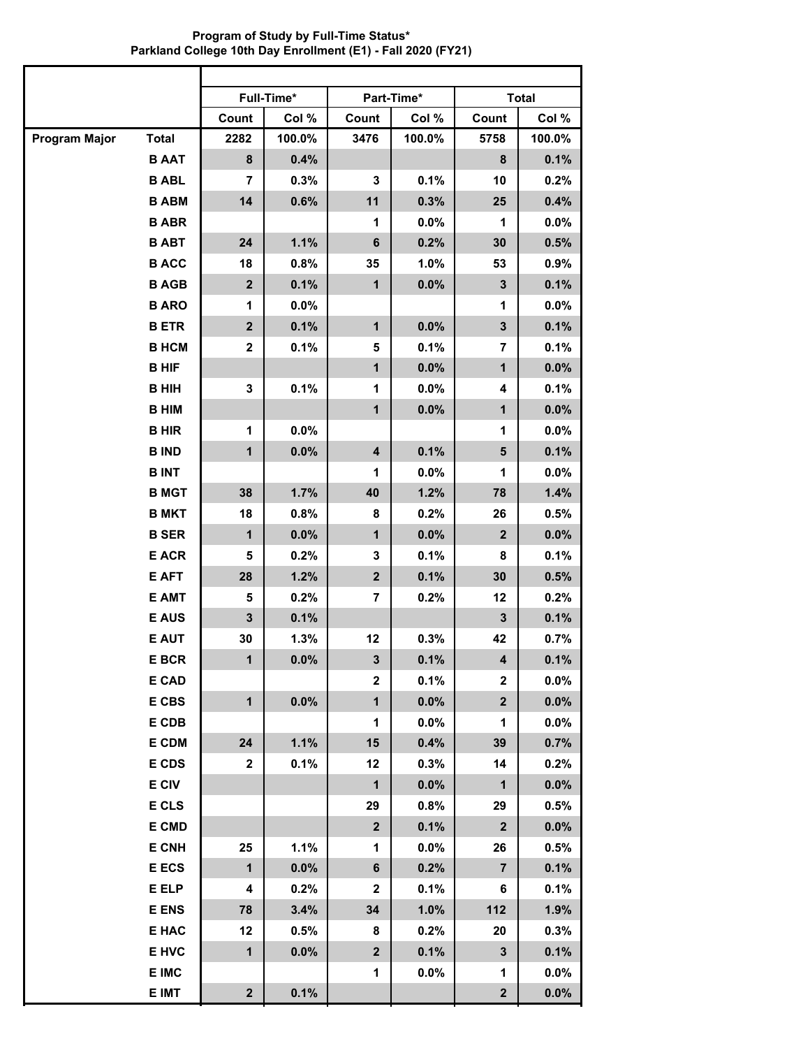**Program of Study by Full-Time Status***
**Parkland College 10th Day Enrollment (E1) - Fall 2020 (FY21)**

| | | Full-Time* | | Part-Time* | | Total | |
|---|---|---|---|---|---|---|---|
| | | Count | Col % | Count | Col % | Count | Col % |
| Program Major | Total | 2282 | 100.0% | 3476 | 100.0% | 5758 | 100.0% |
| | B AAT | 8 | 0.4% | | | 8 | 0.1% |
| | B ABL | 7 | 0.3% | 3 | 0.1% | 10 | 0.2% |
| | B ABM | 14 | 0.6% | 11 | 0.3% | 25 | 0.4% |
| | B ABR | | | 1 | 0.0% | 1 | 0.0% |
| | B ABT | 24 | 1.1% | 6 | 0.2% | 30 | 0.5% |
| | B ACC | 18 | 0.8% | 35 | 1.0% | 53 | 0.9% |
| | B AGB | 2 | 0.1% | 1 | 0.0% | 3 | 0.1% |
| | B ARO | 1 | 0.0% | | | 1 | 0.0% |
| | B ETR | 2 | 0.1% | 1 | 0.0% | 3 | 0.1% |
| | B HCM | 2 | 0.1% | 5 | 0.1% | 7 | 0.1% |
| | B HIF | | | 1 | 0.0% | 1 | 0.0% |
| | B HIH | 3 | 0.1% | 1 | 0.0% | 4 | 0.1% |
| | B HIM | | | 1 | 0.0% | 1 | 0.0% |
| | B HIR | 1 | 0.0% | | | 1 | 0.0% |
| | B IND | 1 | 0.0% | 4 | 0.1% | 5 | 0.1% |
| | B INT | | | 1 | 0.0% | 1 | 0.0% |
| | B MGT | 38 | 1.7% | 40 | 1.2% | 78 | 1.4% |
| | B MKT | 18 | 0.8% | 8 | 0.2% | 26 | 0.5% |
| | B SER | 1 | 0.0% | 1 | 0.0% | 2 | 0.0% |
| | E ACR | 5 | 0.2% | 3 | 0.1% | 8 | 0.1% |
| | E AFT | 28 | 1.2% | 2 | 0.1% | 30 | 0.5% |
| | E AMT | 5 | 0.2% | 7 | 0.2% | 12 | 0.2% |
| | E AUS | 3 | 0.1% | | | 3 | 0.1% |
| | E AUT | 30 | 1.3% | 12 | 0.3% | 42 | 0.7% |
| | E BCR | 1 | 0.0% | 3 | 0.1% | 4 | 0.1% |
| | E CAD | | | 2 | 0.1% | 2 | 0.0% |
| | E CBS | 1 | 0.0% | 1 | 0.0% | 2 | 0.0% |
| | E CDB | | | 1 | 0.0% | 1 | 0.0% |
| | E CDM | 24 | 1.1% | 15 | 0.4% | 39 | 0.7% |
| | E CDS | 2 | 0.1% | 12 | 0.3% | 14 | 0.2% |
| | E CIV | | | 1 | 0.0% | 1 | 0.0% |
| | E CLS | | | 29 | 0.8% | 29 | 0.5% |
| | E CMD | | | 2 | 0.1% | 2 | 0.0% |
| | E CNH | 25 | 1.1% | 1 | 0.0% | 26 | 0.5% |
| | E ECS | 1 | 0.0% | 6 | 0.2% | 7 | 0.1% |
| | E ELP | 4 | 0.2% | 2 | 0.1% | 6 | 0.1% |
| | E ENS | 78 | 3.4% | 34 | 1.0% | 112 | 1.9% |
| | E HAC | 12 | 0.5% | 8 | 0.2% | 20 | 0.3% |
| | E HVC | 1 | 0.0% | 2 | 0.1% | 3 | 0.1% |
| | E IMC | | | 1 | 0.0% | 1 | 0.0% |
| | E IMT | 2 | 0.1% | | | 2 | 0.0% |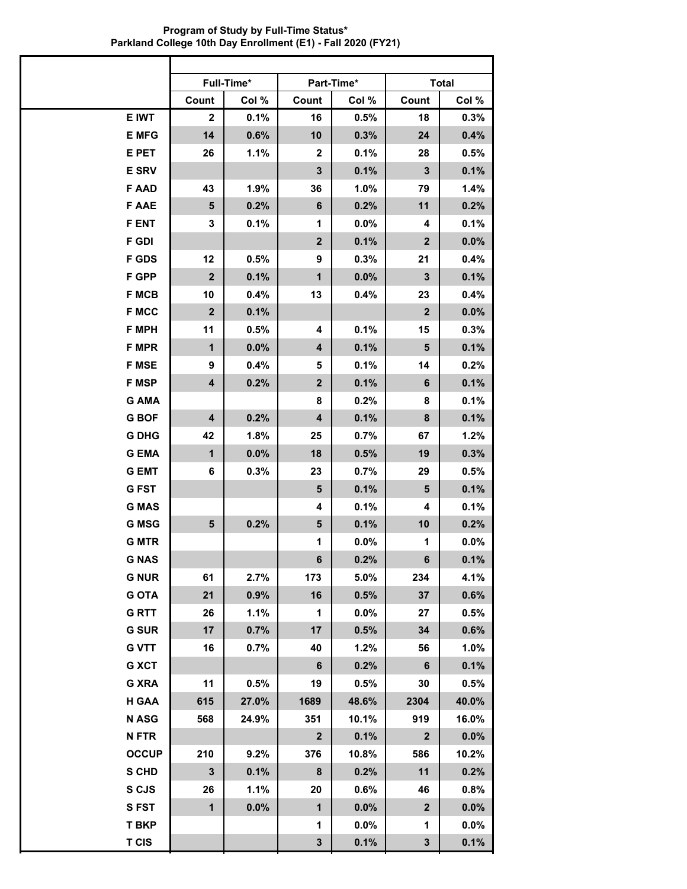**Program of Study by Full-Time Status***
**Parkland College 10th Day Enrollment (E1) - Fall 2020 (FY21)**

| | Full-Time* | | Part-Time* | | Total | |
|---|---|---|---|---|---|---|
| | Count | Col % | Count | Col % | Count | Col % |
| E IWT | 2 | 0.1% | 16 | 0.5% | 18 | 0.3% |
| E MFG | 14 | 0.6% | 10 | 0.3% | 24 | 0.4% |
| E PET | 26 | 1.1% | 2 | 0.1% | 28 | 0.5% |
| E SRV | | | 3 | 0.1% | 3 | 0.1% |
| F AAD | 43 | 1.9% | 36 | 1.0% | 79 | 1.4% |
| F AAE | 5 | 0.2% | 6 | 0.2% | 11 | 0.2% |
| F ENT | 3 | 0.1% | 1 | 0.0% | 4 | 0.1% |
| F GDI | | | 2 | 0.1% | 2 | 0.0% |
| F GDS | 12 | 0.5% | 9 | 0.3% | 21 | 0.4% |
| F GPP | 2 | 0.1% | 1 | 0.0% | 3 | 0.1% |
| F MCB | 10 | 0.4% | 13 | 0.4% | 23 | 0.4% |
| F MCC | 2 | 0.1% | | | 2 | 0.0% |
| F MPH | 11 | 0.5% | 4 | 0.1% | 15 | 0.3% |
| F MPR | 1 | 0.0% | 4 | 0.1% | 5 | 0.1% |
| F MSE | 9 | 0.4% | 5 | 0.1% | 14 | 0.2% |
| F MSP | 4 | 0.2% | 2 | 0.1% | 6 | 0.1% |
| G AMA | | | 8 | 0.2% | 8 | 0.1% |
| G BOF | 4 | 0.2% | 4 | 0.1% | 8 | 0.1% |
| G DHG | 42 | 1.8% | 25 | 0.7% | 67 | 1.2% |
| G EMA | 1 | 0.0% | 18 | 0.5% | 19 | 0.3% |
| G EMT | 6 | 0.3% | 23 | 0.7% | 29 | 0.5% |
| G FST | | | 5 | 0.1% | 5 | 0.1% |
| G MAS | | | 4 | 0.1% | 4 | 0.1% |
| G MSG | 5 | 0.2% | 5 | 0.1% | 10 | 0.2% |
| G MTR | | | 1 | 0.0% | 1 | 0.0% |
| G NAS | | | 6 | 0.2% | 6 | 0.1% |
| G NUR | 61 | 2.7% | 173 | 5.0% | 234 | 4.1% |
| G OTA | 21 | 0.9% | 16 | 0.5% | 37 | 0.6% |
| G RTT | 26 | 1.1% | 1 | 0.0% | 27 | 0.5% |
| G SUR | 17 | 0.7% | 17 | 0.5% | 34 | 0.6% |
| G VTT | 16 | 0.7% | 40 | 1.2% | 56 | 1.0% |
| G XCT | | | 6 | 0.2% | 6 | 0.1% |
| G XRA | 11 | 0.5% | 19 | 0.5% | 30 | 0.5% |
| H GAA | 615 | 27.0% | 1689 | 48.6% | 2304 | 40.0% |
| N ASG | 568 | 24.9% | 351 | 10.1% | 919 | 16.0% |
| N FTR | | | 2 | 0.1% | 2 | 0.0% |
| OCCUP | 210 | 9.2% | 376 | 10.8% | 586 | 10.2% |
| S CHD | 3 | 0.1% | 8 | 0.2% | 11 | 0.2% |
| S CJS | 26 | 1.1% | 20 | 0.6% | 46 | 0.8% |
| S FST | 1 | 0.0% | 1 | 0.0% | 2 | 0.0% |
| T BKP | | | 1 | 0.0% | 1 | 0.0% |
| T CIS | | | 3 | 0.1% | 3 | 0.1% |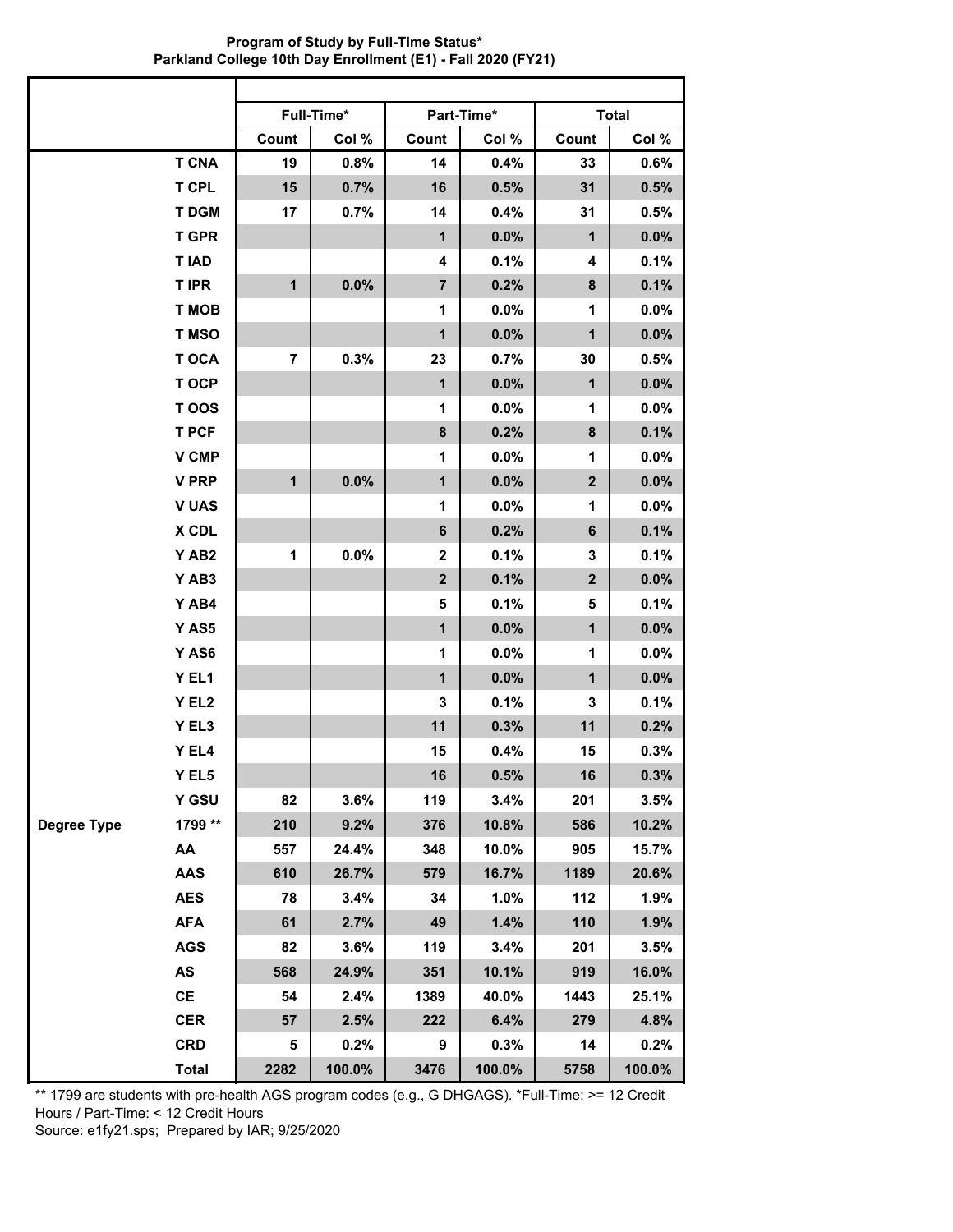**Program of Study by Full-Time Status***
**Parkland College 10th Day Enrollment (E1) - Fall 2020 (FY21)**

| | | Full-Time* | | Part-Time* | | Total | |
|---|---|---|---|---|---|---|---|
| | | Count | Col % | Count | Col % | Count | Col % |
| | T CNA | 19 | 0.8% | 14 | 0.4% | 33 | 0.6% |
| | T CPL | 15 | 0.7% | 16 | 0.5% | 31 | 0.5% |
| | T DGM | 17 | 0.7% | 14 | 0.4% | 31 | 0.5% |
| | T GPR | | | 1 | 0.0% | 1 | 0.0% |
| | T IAD | | | 4 | 0.1% | 4 | 0.1% |
| | T IPR | 1 | 0.0% | 7 | 0.2% | 8 | 0.1% |
| | T MOB | | | 1 | 0.0% | 1 | 0.0% |
| | T MSO | | | 1 | 0.0% | 1 | 0.0% |
| | T OCA | 7 | 0.3% | 23 | 0.7% | 30 | 0.5% |
| | T OCP | | | 1 | 0.0% | 1 | 0.0% |
| | T OOS | | | 1 | 0.0% | 1 | 0.0% |
| | T PCF | | | 8 | 0.2% | 8 | 0.1% |
| | V CMP | | | 1 | 0.0% | 1 | 0.0% |
| | V PRP | 1 | 0.0% | 1 | 0.0% | 2 | 0.0% |
| | V UAS | | | 1 | 0.0% | 1 | 0.0% |
| | X CDL | | | 6 | 0.2% | 6 | 0.1% |
| | Y AB2 | 1 | 0.0% | 2 | 0.1% | 3 | 0.1% |
| | Y AB3 | | | 2 | 0.1% | 2 | 0.0% |
| | Y AB4 | | | 5 | 0.1% | 5 | 0.1% |
| | Y AS5 | | | 1 | 0.0% | 1 | 0.0% |
| | Y AS6 | | | 1 | 0.0% | 1 | 0.0% |
| | Y EL1 | | | 1 | 0.0% | 1 | 0.0% |
| | Y EL2 | | | 3 | 0.1% | 3 | 0.1% |
| | Y EL3 | | | 11 | 0.3% | 11 | 0.2% |
| | Y EL4 | | | 15 | 0.4% | 15 | 0.3% |
| | Y EL5 | | | 16 | 0.5% | 16 | 0.3% |
| | Y GSU | 82 | 3.6% | 119 | 3.4% | 201 | 3.5% |
| Degree Type | 1799 ** | 210 | 9.2% | 376 | 10.8% | 586 | 10.2% |
| | AA | 557 | 24.4% | 348 | 10.0% | 905 | 15.7% |
| | AAS | 610 | 26.7% | 579 | 16.7% | 1189 | 20.6% |
| | AES | 78 | 3.4% | 34 | 1.0% | 112 | 1.9% |
| | AFA | 61 | 2.7% | 49 | 1.4% | 110 | 1.9% |
| | AGS | 82 | 3.6% | 119 | 3.4% | 201 | 3.5% |
| | AS | 568 | 24.9% | 351 | 10.1% | 919 | 16.0% |
| | CE | 54 | 2.4% | 1389 | 40.0% | 1443 | 25.1% |
| | CER | 57 | 2.5% | 222 | 6.4% | 279 | 4.8% |
| | CRD | 5 | 0.2% | 9 | 0.3% | 14 | 0.2% |
| | Total | 2282 | 100.0% | 3476 | 100.0% | 5758 | 100.0% |

** 1799 are students with pre-health AGS program codes (e.g., G DHGAGS). *Full-Time: >= 12 Credit Hours / Part-Time: < 12 Credit Hours
Source: e1fy21.sps; Prepared by IAR; 9/25/2020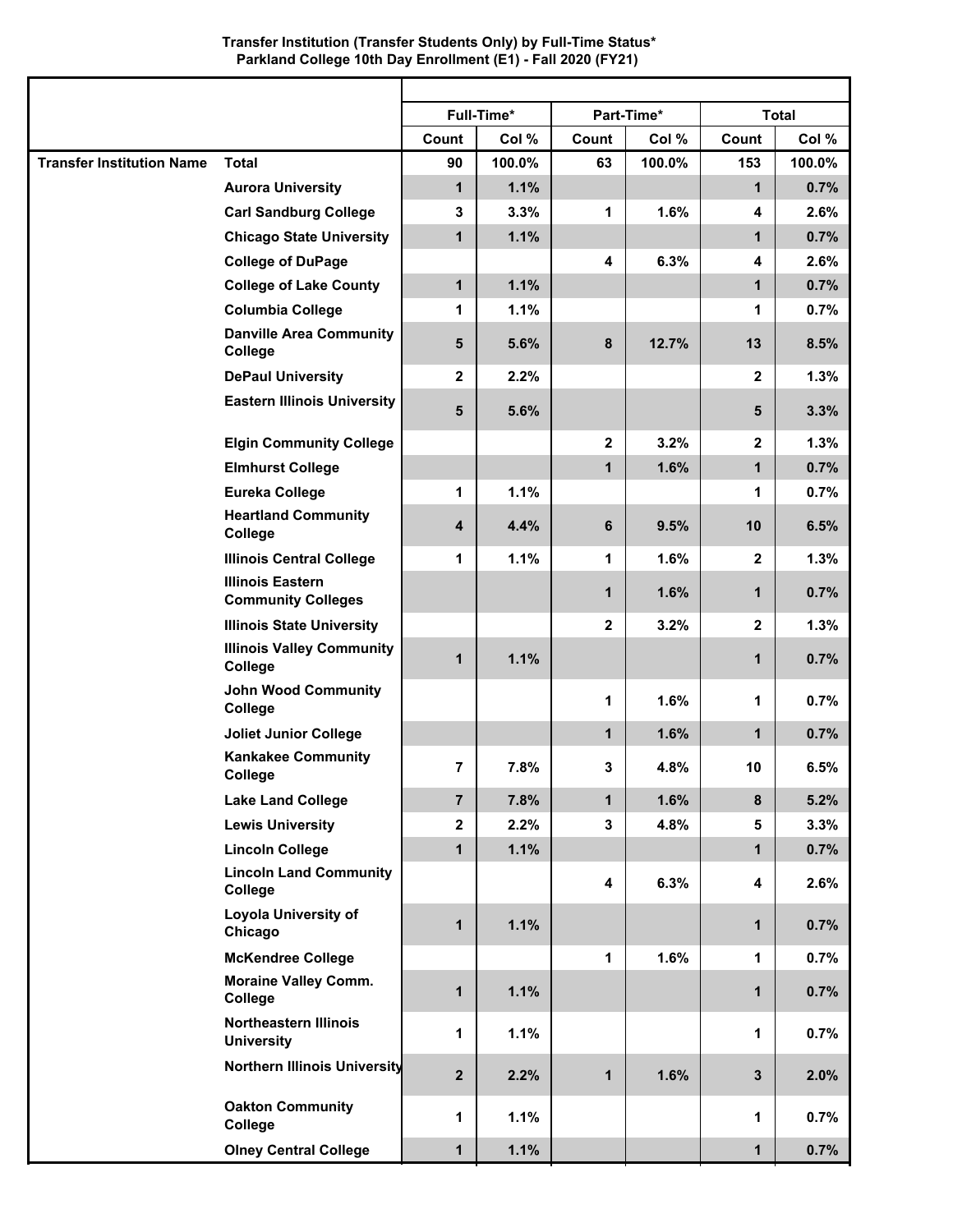**Transfer Institution (Transfer Students Only) by Full-Time Status***
**Parkland College 10th Day Enrollment (E1) - Fall 2020 (FY21)**

| | | Full-Time* | | Part-Time* | | Total | |
|---|---|---|---|---|---|---|---|
| | | Count | Col % | Count | Col % | Count | Col % |
| Transfer Institution Name | Total | 90 | 100.0% | 63 | 100.0% | 153 | 100.0% |
| | Aurora University | 1 | 1.1% | | | 1 | 0.7% |
| | Carl Sandburg College | 3 | 3.3% | 1 | 1.6% | 4 | 2.6% |
| | Chicago State University | 1 | 1.1% | | | 1 | 0.7% |
| | College of DuPage | | | 4 | 6.3% | 4 | 2.6% |
| | College of Lake County | 1 | 1.1% | | | 1 | 0.7% |
| | Columbia College | 1 | 1.1% | | | 1 | 0.7% |
| | Danville Area Community College | 5 | 5.6% | 8 | 12.7% | 13 | 8.5% |
| | DePaul University | 2 | 2.2% | | | 2 | 1.3% |
| | Eastern Illinois University | 5 | 5.6% | | | 5 | 3.3% |
| | Elgin Community College | | | 2 | 3.2% | 2 | 1.3% |
| | Elmhurst College | | | 1 | 1.6% | 1 | 0.7% |
| | Eureka College | 1 | 1.1% | | | 1 | 0.7% |
| | Heartland Community College | 4 | 4.4% | 6 | 9.5% | 10 | 6.5% |
| | Illinois Central College | 1 | 1.1% | 1 | 1.6% | 2 | 1.3% |
| | Illinois Eastern Community Colleges | | | 1 | 1.6% | 1 | 0.7% |
| | Illinois State University | | | 2 | 3.2% | 2 | 1.3% |
| | Illinois Valley Community College | 1 | 1.1% | | | 1 | 0.7% |
| | John Wood Community College | | | 1 | 1.6% | 1 | 0.7% |
| | Joliet Junior College | | | 1 | 1.6% | 1 | 0.7% |
| | Kankakee Community College | 7 | 7.8% | 3 | 4.8% | 10 | 6.5% |
| | Lake Land College | 7 | 7.8% | 1 | 1.6% | 8 | 5.2% |
| | Lewis University | 2 | 2.2% | 3 | 4.8% | 5 | 3.3% |
| | Lincoln College | 1 | 1.1% | | | 1 | 0.7% |
| | Lincoln Land Community College | | | 4 | 6.3% | 4 | 2.6% |
| | Loyola University of Chicago | 1 | 1.1% | | | 1 | 0.7% |
| | McKendree College | | | 1 | 1.6% | 1 | 0.7% |
| | Moraine Valley Comm. College | 1 | 1.1% | | | 1 | 0.7% |
| | Northeastern Illinois University | 1 | 1.1% | | | 1 | 0.7% |
| | Northern Illinois University | 2 | 2.2% | 1 | 1.6% | 3 | 2.0% |
| | Oakton Community College | 1 | 1.1% | | | 1 | 0.7% |
| | Olney Central College | 1 | 1.1% | | | 1 | 0.7% |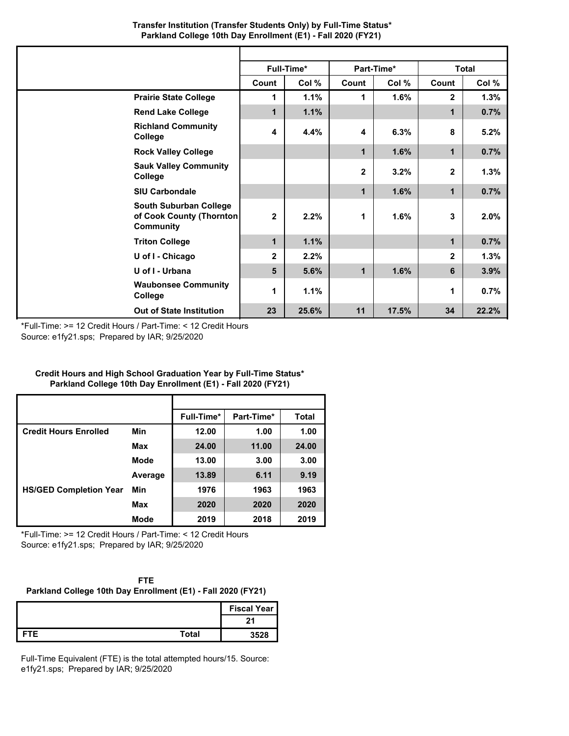**Transfer Institution (Transfer Students Only) by Full-Time Status***
**Parkland College 10th Day Enrollment (E1) - Fall 2020 (FY21)**

| | Full-Time* | | Part-Time* | | Total | |
|---|---|---|---|---|---|---|
| | Count | Col % | Count | Col % | Count | Col % |
| Prairie State College | 1 | 1.1% | 1 | 1.6% | 2 | 1.3% |
| Rend Lake College | 1 | 1.1% | | | 1 | 0.7% |
| Richland Community College | 4 | 4.4% | 4 | 6.3% | 8 | 5.2% |
| Rock Valley College | | | 1 | 1.6% | 1 | 0.7% |
| Sauk Valley Community College | | | 2 | 3.2% | 2 | 1.3% |
| SIU Carbondale | | | 1 | 1.6% | 1 | 0.7% |
| South Suburban College of Cook County (Thornton Community | 2 | 2.2% | 1 | 1.6% | 3 | 2.0% |
| Triton College | 1 | 1.1% | | | 1 | 0.7% |
| U of I - Chicago | 2 | 2.2% | | | 2 | 1.3% |
| U of I - Urbana | 5 | 5.6% | 1 | 1.6% | 6 | 3.9% |
| Waubonsee Community College | 1 | 1.1% | | | 1 | 0.7% |
| Out of State Institution | 23 | 25.6% | 11 | 17.5% | 34 | 22.2% |

*Full-Time: >= 12 Credit Hours / Part-Time: < 12 Credit Hours
Source: e1fy21.sps; Prepared by IAR; 9/25/2020

**Credit Hours and High School Graduation Year by Full-Time Status***
**Parkland College 10th Day Enrollment (E1) - Fall 2020 (FY21)**

| | | Full-Time* | Part-Time* | Total |
|---|---|---|---|---|
| Credit Hours Enrolled | Min | 12.00 | 1.00 | 1.00 |
| | Max | 24.00 | 11.00 | 24.00 |
| | Mode | 13.00 | 3.00 | 3.00 |
| | Average | 13.89 | 6.11 | 9.19 |
| HS/GED Completion Year | Min | 1976 | 1963 | 1963 |
| | Max | 2020 | 2020 | 2020 |
| | Mode | 2019 | 2018 | 2019 |

*Full-Time: >= 12 Credit Hours / Part-Time: < 12 Credit Hours
Source: e1fy21.sps; Prepared by IAR; 9/25/2020

**FTE**
**Parkland College 10th Day Enrollment (E1) - Fall 2020 (FY21)**

| | | Fiscal Year |
|---|---|---|
| | | 21 |
| FTE | Total | 3528 |

Full-Time Equivalent (FTE) is the total attempted hours/15. Source: e1fy21.sps; Prepared by IAR; 9/25/2020